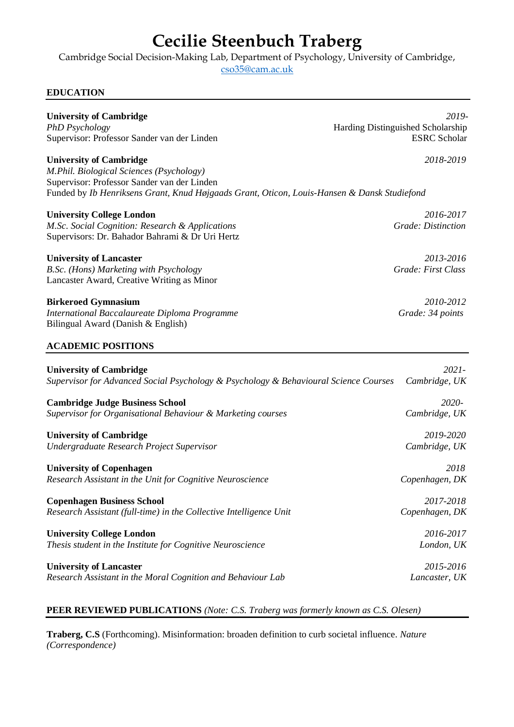# Cecilie Steenbuch Traberg

Cambridge Social Decision-Making Lab, Department of Psychology, University of Cambridge,
cso35@cam.ac.uk

## EDUCATION

**University of Cambridge** *2019-*
*PhD Psychology* Harding Distinguished Scholarship
Supervisor: Professor Sander van der Linden ESRC Scholar

**University of Cambridge** *2018-2019*
*M.Phil. Biological Sciences (Psychology)*
Supervisor: Professor Sander van der Linden
Funded by *Ib Henriksens Grant, Knud Højgaads Grant, Oticon, Louis-Hansen & Dansk Studiefond*

**University College London** *2016-2017*
*M.Sc. Social Cognition: Research & Applications* *Grade: Distinction*
Supervisors: Dr. Bahador Bahrami & Dr Uri Hertz

**University of Lancaster** *2013-2016*
*B.Sc. (Hons) Marketing with Psychology* *Grade: First Class*
Lancaster Award, Creative Writing as Minor

**Birkeroed Gymnasium** *2010-2012*
*International Baccalaureate Diploma Programme* *Grade: 34 points*
Bilingual Award (Danish & English)

## ACADEMIC POSITIONS

**University of Cambridge** *2021-*
*Supervisor for Advanced Social Psychology & Psychology & Behavioural Science Courses* *Cambridge, UK*

**Cambridge Judge Business School** *2020-*
*Supervisor for Organisational Behaviour & Marketing courses* *Cambridge, UK*

**University of Cambridge** *2019-2020*
*Undergraduate Research Project Supervisor* *Cambridge, UK*

**University of Copenhagen** *2018*
*Research Assistant in the Unit for Cognitive Neuroscience* *Copenhagen, DK*

**Copenhagen Business School** *2017-2018*
*Research Assistant (full-time) in the Collective Intelligence Unit* *Copenhagen, DK*

**University College London** *2016-2017*
*Thesis student in the Institute for Cognitive Neuroscience* *London, UK*

**University of Lancaster** *2015-2016*
*Research Assistant in the Moral Cognition and Behaviour Lab* *Lancaster, UK*

## PEER REVIEWED PUBLICATIONS *(Note: C.S. Traberg was formerly known as C.S. Olesen)*

**Traberg, C.S** (Forthcoming). Misinformation: broaden definition to curb societal influence. *Nature (Correspondence)*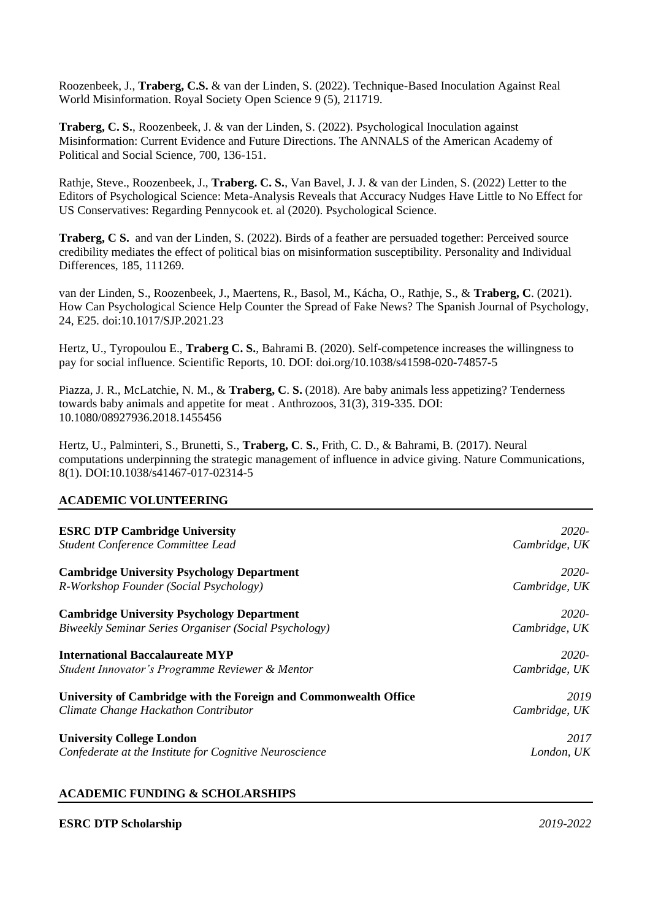Roozenbeek, J., **Traberg, C.S.** & van der Linden, S. (2022). Technique-Based Inoculation Against Real World Misinformation. Royal Society Open Science 9 (5), 211719.

**Traberg, C. S.**, Roozenbeek, J. & van der Linden, S. (2022). Psychological Inoculation against Misinformation: Current Evidence and Future Directions. The ANNALS of the American Academy of Political and Social Science, 700, 136-151.

Rathje, Steve., Roozenbeek, J., **Traberg. C. S.**, Van Bavel, J. J. & van der Linden, S. (2022) Letter to the Editors of Psychological Science: Meta-Analysis Reveals that Accuracy Nudges Have Little to No Effect for US Conservatives: Regarding Pennycook et. al (2020). Psychological Science.

**Traberg, C S.** and van der Linden, S. (2022). Birds of a feather are persuaded together: Perceived source credibility mediates the effect of political bias on misinformation susceptibility. Personality and Individual Differences, 185, 111269.

van der Linden, S., Roozenbeek, J., Maertens, R., Basol, M., Kácha, O., Rathje, S., & **Traberg, C**. (2021). How Can Psychological Science Help Counter the Spread of Fake News? The Spanish Journal of Psychology, 24, E25. doi:10.1017/SJP.2021.23

Hertz, U., Tyropoulou E., **Traberg C. S.**, Bahrami B. (2020). Self-competence increases the willingness to pay for social influence. Scientific Reports, 10. DOI: doi.org/10.1038/s41598-020-74857-5

Piazza, J. R., McLatchie, N. M., & **Traberg, C. S.** (2018). Are baby animals less appetizing? Tenderness towards baby animals and appetite for meat . Anthrozoos, 31(3), 319-335. DOI: 10.1080/08927936.2018.1455456

Hertz, U., Palminteri, S., Brunetti, S., **Traberg, C. S.**, Frith, C. D., & Bahrami, B. (2017). Neural computations underpinning the strategic management of influence in advice giving. Nature Communications, 8(1). DOI:10.1038/s41467-017-02314-5

## ACADEMIC VOLUNTEERING

**ESRC DTP Cambridge University** — *2020-*
*Student Conference Committee Lead* — *Cambridge, UK*

**Cambridge University Psychology Department** — *2020-*
*R-Workshop Founder (Social Psychology)* — *Cambridge, UK*

**Cambridge University Psychology Department** — *2020-*
*Biweekly Seminar Series Organiser (Social Psychology)* — *Cambridge, UK*

**International Baccalaureate MYP** — *2020-*
*Student Innovator's Programme Reviewer & Mentor* — *Cambridge, UK*

**University of Cambridge with the Foreign and Commonwealth Office** — *2019*
*Climate Change Hackathon Contributor* — *Cambridge, UK*

**University College London** — *2017*
*Confederate at the Institute for Cognitive Neuroscience* — *London, UK*

## ACADEMIC FUNDING & SCHOLARSHIPS

**ESRC DTP Scholarship** — *2019-2022*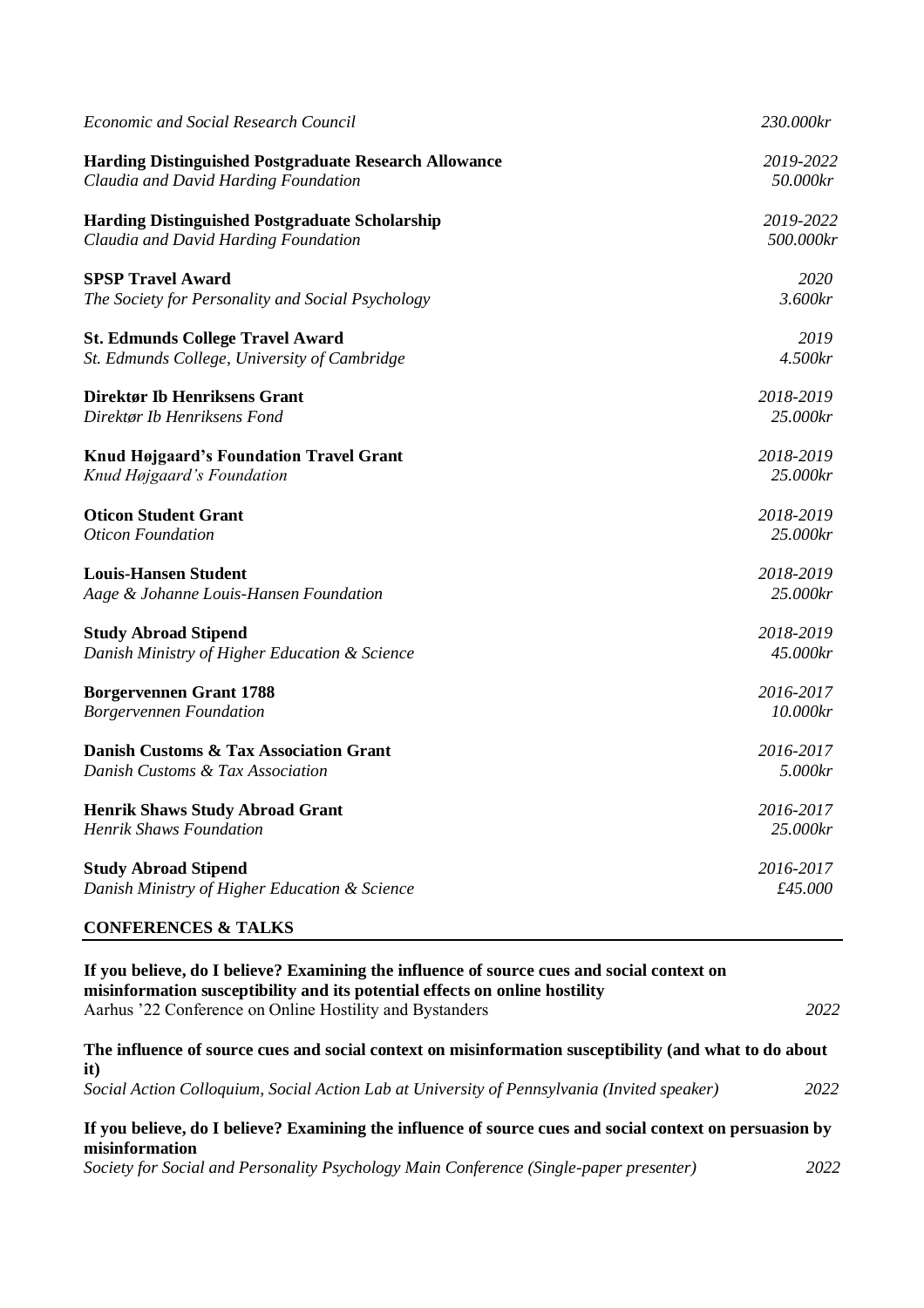*Economic and Social Research Council* *230.000kr*

**Harding Distinguished Postgraduate Research Allowance** *2019-2022*
*Claudia and David Harding Foundation* *50.000kr*

**Harding Distinguished Postgraduate Scholarship** *2019-2022*
*Claudia and David Harding Foundation* *500.000kr*

**SPSP Travel Award** *2020*
*The Society for Personality and Social Psychology* *3.600kr*

**St. Edmunds College Travel Award** *2019*
*St. Edmunds College, University of Cambridge* *4.500kr*

**Direktør Ib Henriksens Grant** *2018-2019*
*Direktør Ib Henriksens Fond* *25.000kr*

**Knud Højgaard's Foundation Travel Grant** *2018-2019*
*Knud Højgaard's Foundation* *25.000kr*

**Oticon Student Grant** *2018-2019*
*Oticon Foundation* *25.000kr*

**Louis-Hansen Student** *2018-2019*
*Aage & Johanne Louis-Hansen Foundation* *25.000kr*

**Study Abroad Stipend** *2018-2019*
*Danish Ministry of Higher Education & Science* *45.000kr*

**Borgervennen Grant 1788** *2016-2017*
*Borgervennen Foundation* *10.000kr*

**Danish Customs & Tax Association Grant** *2016-2017*
*Danish Customs & Tax Association* *5.000kr*

**Henrik Shaws Study Abroad Grant** *2016-2017*
*Henrik Shaws Foundation* *25.000kr*

**Study Abroad Stipend** *2016-2017*
*Danish Ministry of Higher Education & Science* *£45.000*

## CONFERENCES & TALKS

**If you believe, do I believe? Examining the influence of source cues and social context on misinformation susceptibility and its potential effects on online hostility**
Aarhus '22 Conference on Online Hostility and Bystanders *2022*

**The influence of source cues and social context on misinformation susceptibility (and what to do about it)**
*Social Action Colloquium, Social Action Lab at University of Pennsylvania (Invited speaker)* *2022*

**If you believe, do I believe? Examining the influence of source cues and social context on persuasion by misinformation**
*Society for Social and Personality Psychology Main Conference (Single-paper presenter)* *2022*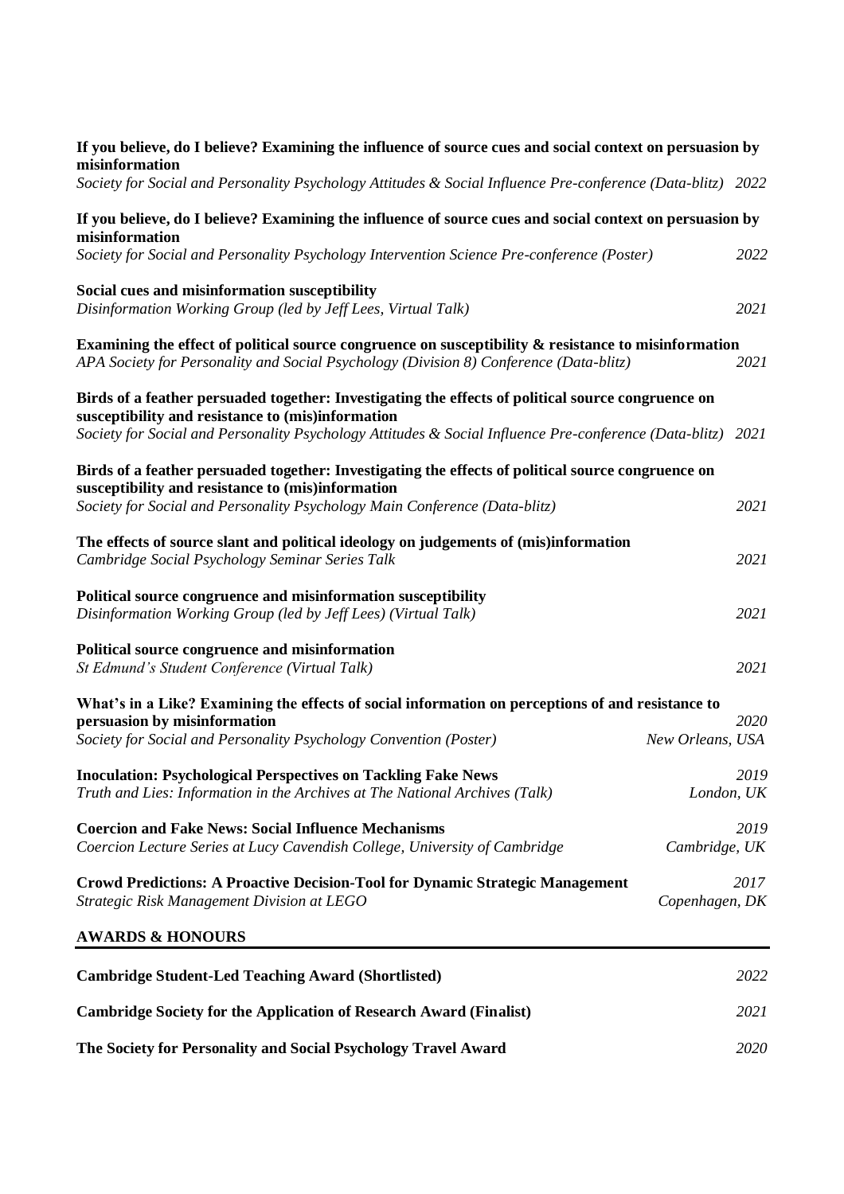**If you believe, do I believe? Examining the influence of source cues and social context on persuasion by misinformation**
*Society for Social and Personality Psychology Attitudes & Social Influence Pre-conference (Data-blitz)* *2022*

**If you believe, do I believe? Examining the influence of source cues and social context on persuasion by misinformation**
*Society for Social and Personality Psychology Intervention Science Pre-conference (Poster)* *2022*

**Social cues and misinformation susceptibility**
*Disinformation Working Group (led by Jeff Lees, Virtual Talk)* *2021*

**Examining the effect of political source congruence on susceptibility & resistance to misinformation**
*APA Society for Personality and Social Psychology (Division 8) Conference (Data-blitz)* *2021*

**Birds of a feather persuaded together: Investigating the effects of political source congruence on susceptibility and resistance to (mis)information**
*Society for Social and Personality Psychology Attitudes & Social Influence Pre-conference (Data-blitz)* *2021*

**Birds of a feather persuaded together: Investigating the effects of political source congruence on susceptibility and resistance to (mis)information**
*Society for Social and Personality Psychology Main Conference (Data-blitz)* *2021*

**The effects of source slant and political ideology on judgements of (mis)information**
*Cambridge Social Psychology Seminar Series Talk* *2021*

**Political source congruence and misinformation susceptibility**
*Disinformation Working Group (led by Jeff Lees) (Virtual Talk)* *2021*

**Political source congruence and misinformation**
*St Edmund's Student Conference (Virtual Talk)* *2021*

**What's in a Like? Examining the effects of social information on perceptions of and resistance to persuasion by misinformation** *2020*
*Society for Social and Personality Psychology Convention (Poster)* *New Orleans, USA*

**Inoculation: Psychological Perspectives on Tackling Fake News** *2019*
*Truth and Lies: Information in the Archives at The National Archives (Talk)* *London, UK*

**Coercion and Fake News: Social Influence Mechanisms** *2019*
*Coercion Lecture Series at Lucy Cavendish College, University of Cambridge* *Cambridge, UK*

**Crowd Predictions: A Proactive Decision-Tool for Dynamic Strategic Management** *2017*
*Strategic Risk Management Division at LEGO* *Copenhagen, DK*

## AWARDS & HONOURS

**Cambridge Student-Led Teaching Award (Shortlisted)** *2022*

**Cambridge Society for the Application of Research Award (Finalist)** *2021*

**The Society for Personality and Social Psychology Travel Award** *2020*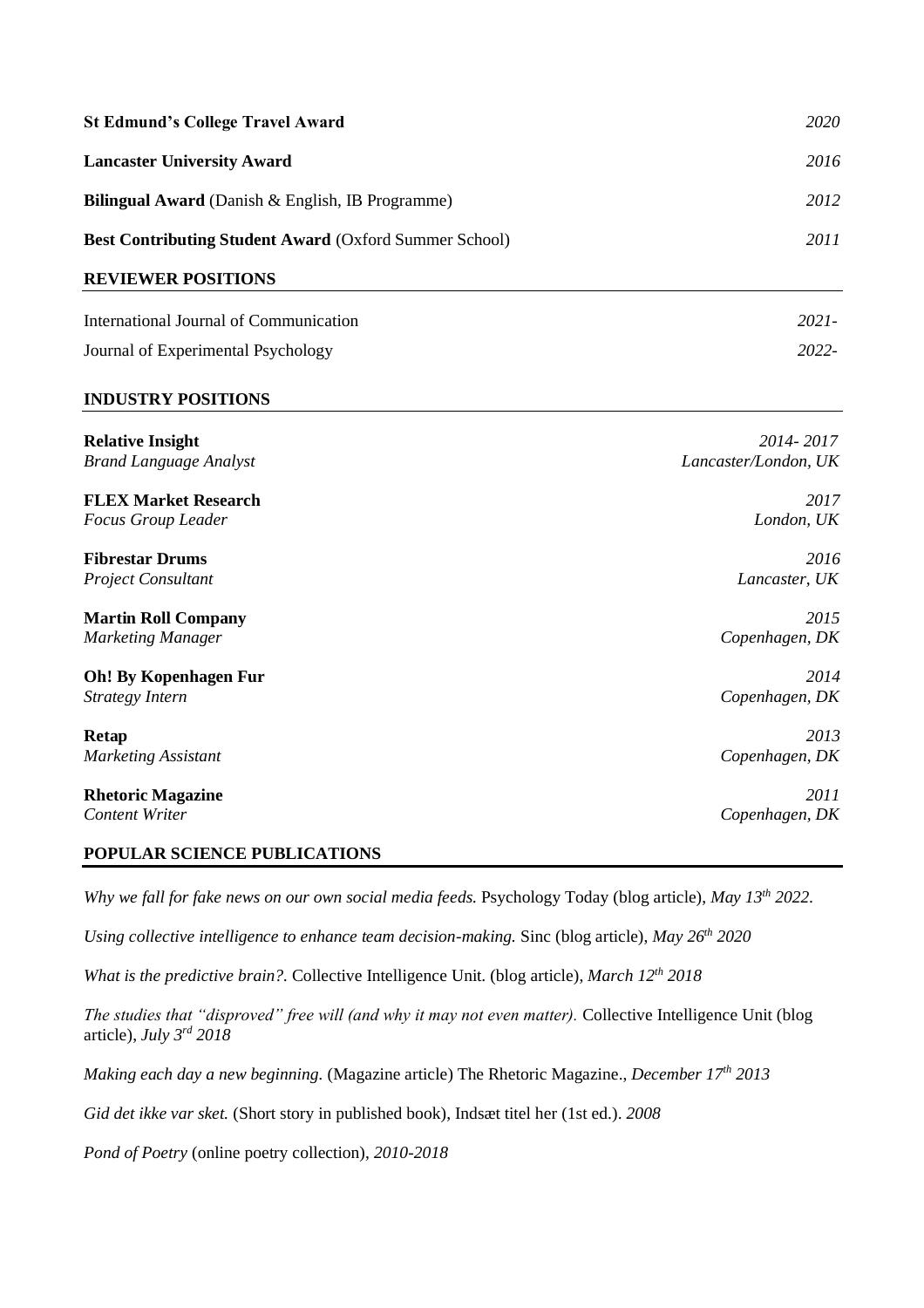**St Edmund's College Travel Award** *2020*

**Lancaster University Award** *2016*

**Bilingual Award** (Danish & English, IB Programme) *2012*

**Best Contributing Student Award** (Oxford Summer School) *2011*

## REVIEWER POSITIONS

International Journal of Communication *2021-*

Journal of Experimental Psychology *2022-*

## INDUSTRY POSITIONS

**Relative Insight** *2014- 2017*
*Brand Language Analyst* *Lancaster/London, UK*

**FLEX Market Research** *2017*
*Focus Group Leader* *London, UK*

**Fibrestar Drums** *2016*
*Project Consultant* *Lancaster, UK*

**Martin Roll Company** *2015*
*Marketing Manager* *Copenhagen, DK*

**Oh! By Kopenhagen Fur** *2014*
*Strategy Intern* *Copenhagen, DK*

**Retap** *2013*
*Marketing Assistant* *Copenhagen, DK*

**Rhetoric Magazine** *2011*
*Content Writer* *Copenhagen, DK*

## POPULAR SCIENCE PUBLICATIONS

*Why we fall for fake news on our own social media feeds.* Psychology Today (blog article), *May 13th 2022.*

*Using collective intelligence to enhance team decision-making.* Sinc (blog article), *May 26th 2020*

*What is the predictive brain?.* Collective Intelligence Unit. (blog article), *March 12th 2018*

*The studies that "disproved" free will (and why it may not even matter).* Collective Intelligence Unit (blog article), *July 3rd 2018*

*Making each day a new beginning.* (Magazine article) The Rhetoric Magazine., *December 17th 2013*

*Gid det ikke var sket.* (Short story in published book), Indsæt titel her (1st ed.). *2008*

*Pond of Poetry* (online poetry collection), *2010-2018*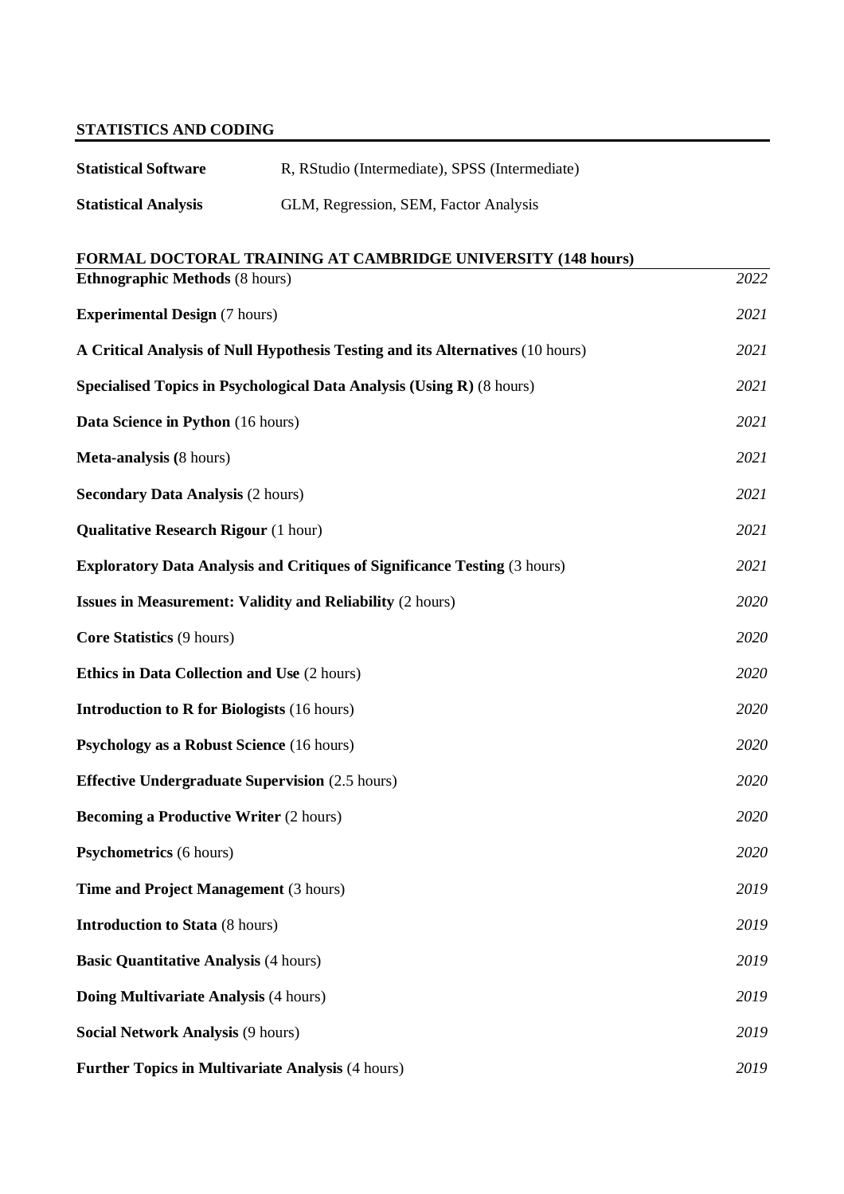## STATISTICS AND CODING

| | |
|---|---|
| **Statistical Software** | R, RStudio (Intermediate), SPSS (Intermediate) |
| **Statistical Analysis** | GLM, Regression, SEM, Factor Analysis |

## FORMAL DOCTORAL TRAINING AT CAMBRIDGE UNIVERSITY (148 hours)

**Ethnographic Methods** (8 hours) *2022*

**Experimental Design** (7 hours) *2021*

**A Critical Analysis of Null Hypothesis Testing and its Alternatives** (10 hours) *2021*

**Specialised Topics in Psychological Data Analysis (Using R)** (8 hours) *2021*

**Data Science in Python** (16 hours) *2021*

**Meta-analysis (**8 hours) *2021*

**Secondary Data Analysis** (2 hours) *2021*

**Qualitative Research Rigour** (1 hour) *2021*

**Exploratory Data Analysis and Critiques of Significance Testing** (3 hours) *2021*

**Issues in Measurement: Validity and Reliability** (2 hours) *2020*

**Core Statistics** (9 hours) *2020*

**Ethics in Data Collection and Use** (2 hours) *2020*

**Introduction to R for Biologists** (16 hours) *2020*

**Psychology as a Robust Science** (16 hours) *2020*

**Effective Undergraduate Supervision** (2.5 hours) *2020*

**Becoming a Productive Writer** (2 hours) *2020*

**Psychometrics** (6 hours) *2020*

**Time and Project Management** (3 hours) *2019*

**Introduction to Stata** (8 hours) *2019*

**Basic Quantitative Analysis** (4 hours) *2019*

**Doing Multivariate Analysis** (4 hours) *2019*

**Social Network Analysis** (9 hours) *2019*

**Further Topics in Multivariate Analysis** (4 hours) *2019*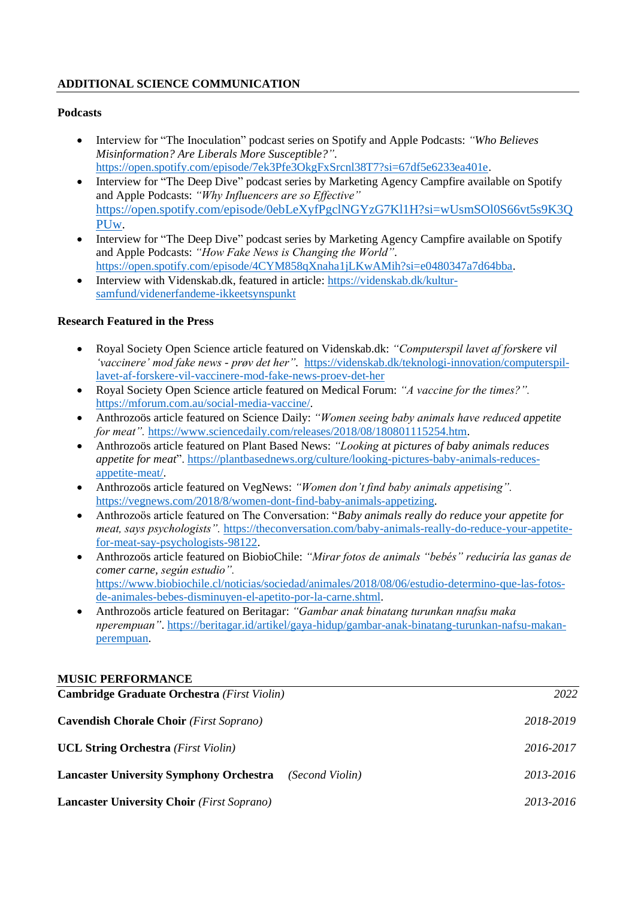## ADDITIONAL SCIENCE COMMUNICATION

### Podcasts

- Interview for "The Inoculation" podcast series on Spotify and Apple Podcasts: *"Who Believes Misinformation? Are Liberals More Susceptible?"*. https://open.spotify.com/episode/7ek3Pfe3OkgFxSrcnl38T7?si=67df5e6233ea401e.
- Interview for "The Deep Dive" podcast series by Marketing Agency Campfire available on Spotify and Apple Podcasts: *"Why Influencers are so Effective"* https://open.spotify.com/episode/0ebLeXyfPgclNGYzG7Kl1H?si=wUsmSOl0S66vt5s9K3QPUw.
- Interview for "The Deep Dive" podcast series by Marketing Agency Campfire available on Spotify and Apple Podcasts: *"How Fake News is Changing the World"*. https://open.spotify.com/episode/4CYM858qXnaha1jLKwAMih?si=e0480347a7d64bba.
- Interview with Videnskab.dk, featured in article: https://videnskab.dk/kultur-samfund/videnerfandeme-ikkeetsynspunkt

### Research Featured in the Press

- Royal Society Open Science article featured on Videnskab.dk: *"Computerspil lavet af forskere vil 'vaccinere' mod fake news - prøv det her"*. https://videnskab.dk/teknologi-innovation/computerspil-lavet-af-forskere-vil-vaccinere-mod-fake-news-proev-det-her
- Royal Society Open Science article featured on Medical Forum: *"A vaccine for the times?"*. https://mforum.com.au/social-media-vaccine/.
- Anthrozoös article featured on Science Daily: *"Women seeing baby animals have reduced appetite for meat"*. https://www.sciencedaily.com/releases/2018/08/180801115254.htm.
- Anthrozoös article featured on Plant Based News: *"Looking at pictures of baby animals reduces appetite for meat*". https://plantbasednews.org/culture/looking-pictures-baby-animals-reduces-appetite-meat/.
- Anthrozoös article featured on VegNews: *"Women don't find baby animals appetising"*. https://vegnews.com/2018/8/women-dont-find-baby-animals-appetizing.
- Anthrozoös article featured on The Conversation: "*Baby animals really do reduce your appetite for meat, says psychologists"*. https://theconversation.com/baby-animals-really-do-reduce-your-appetite-for-meat-say-psychologists-98122.
- Anthrozoös article featured on BiobioChile: *"Mirar fotos de animals "bebés" reduciría las ganas de comer carne, según estudio"*. https://www.biobiochile.cl/noticias/sociedad/animales/2018/08/06/estudio-determino-que-las-fotos-de-animales-bebes-disminuyen-el-apetito-por-la-carne.shtml.
- Anthrozoös article featured on Beritagar: *"Gambar anak binatang turunkan nnafsu maka nperempuan"*. https://beritagar.id/artikel/gaya-hidup/gambar-anak-binatang-turunkan-nafsu-makan-perempuan.

## MUSIC PERFORMANCE

**Cambridge Graduate Orchestra** *(First Violin)* — *2022*

**Cavendish Chorale Choir** *(First Soprano)* — *2018-2019*

**UCL String Orchestra** *(First Violin)* — *2016-2017*

**Lancaster University Symphony Orchestra** *(Second Violin)* — *2013-2016*

**Lancaster University Choir** *(First Soprano)* — *2013-2016*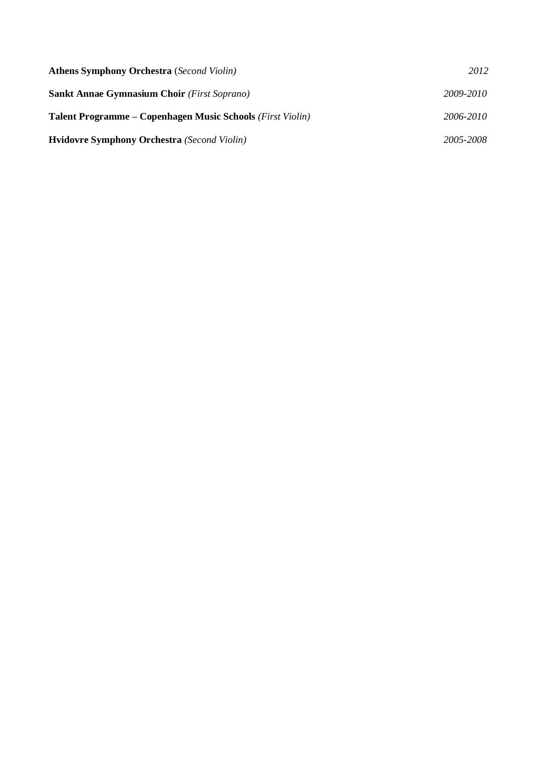**Athens Symphony Orchestra** (*Second Violin)* *2012*

**Sankt Annae Gymnasium Choir** *(First Soprano)* *2009-2010*

**Talent Programme – Copenhagen Music Schools** *(First Violin)* *2006-2010*

**Hvidovre Symphony Orchestra** *(Second Violin)* *2005-2008*